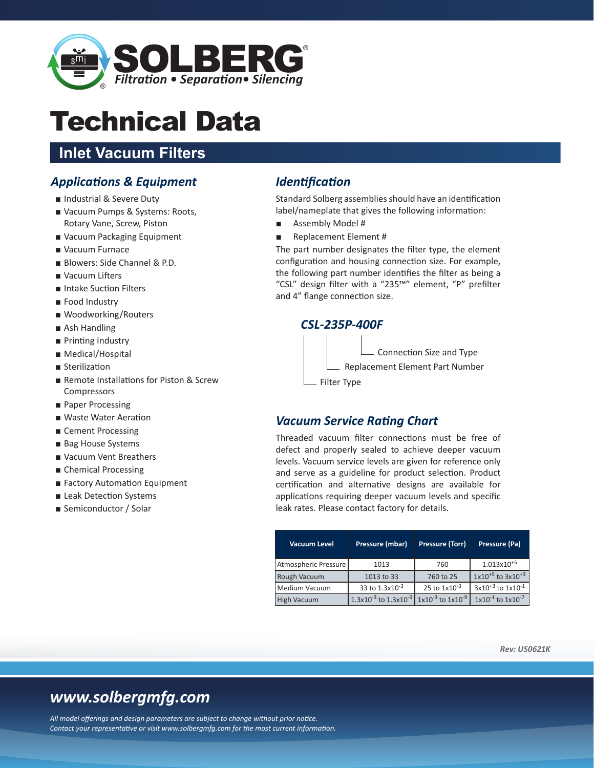SOLBERG®

*Filtration • Separation• Silencing*

# Technical Data

## Inlet Vacuum Filters

### *Applications & Equipment*

- Industrial & Severe Duty
- Vacuum Pumps & Systems: Roots, Rotary Vane, Screw, Piston
- Vacuum Packaging Equipment
- Vacuum Furnace
- Blowers: Side Channel & P.D.
- Vacuum Lifters
- Intake Suction Filters
- Food Industry
- Woodworking/Routers
- Ash Handling
- Printing Industry
- Medical/Hospital
- Sterilization
- Remote Installations for Piston & Screw Compressors
- Paper Processing
- Waste Water Aeration
- Cement Processing
- Bag House Systems
- Vacuum Vent Breathers
- Chemical Processing
- Factory Automation Equipment
- Leak Detection Systems
- Semiconductor / Solar

### *Identification*

Standard Solberg assemblies should have an identification label/nameplate that gives the following information:

- Assembly Model #
- Replacement Element #

The part number designates the filter type, the element configuration and housing connection size. For example, the following part number identifies the filter as being a "CSL" design filter with a "235™" element, "P" prefilter and 4" flange connection size.

***CSL-235P-400F***

- Connection Size and Type
- Replacement Element Part Number
- Filter Type

### *Vacuum Service Rating Chart*

Threaded vacuum filter connections must be free of defect and properly sealed to achieve deeper vacuum levels. Vacuum service levels are given for reference only and serve as a guideline for product selection. Product certification and alternative designs are available for applications requiring deeper vacuum levels and specific leak rates. Please contact factory for details.

| Vacuum Level | Pressure (mbar) | Pressure (Torr) | Pressure (Pa) |
|---|---|---|---|
| Atmospheric Pressure | 1013 | 760 | $1.013x10^{+5}$ |
| Rough Vacuum | 1013 to 33 | 760 to 25 | $1x10^{+5}$ to $3x10^{+3}$ |
| Medium Vacuum | 33 to $1.3x10^{-3}$ | 25 to $1x10^{-3}$ | $3x10^{+3}$ to $1x10^{-1}$ |
| High Vacuum | $1.3x10^{-3}$ to $1.3x10^{-9}$ | $1x10^{-3}$ to $1x10^{-9}$ | $1x10^{-1}$ to $1x10^{-7}$ |

*Rev: US0621K*

## *www.solbergmfg.com*

*All model offerings and design parameters are subject to change without prior notice.*
*Contact your representative or visit www.solbergmfg.com for the most current information.*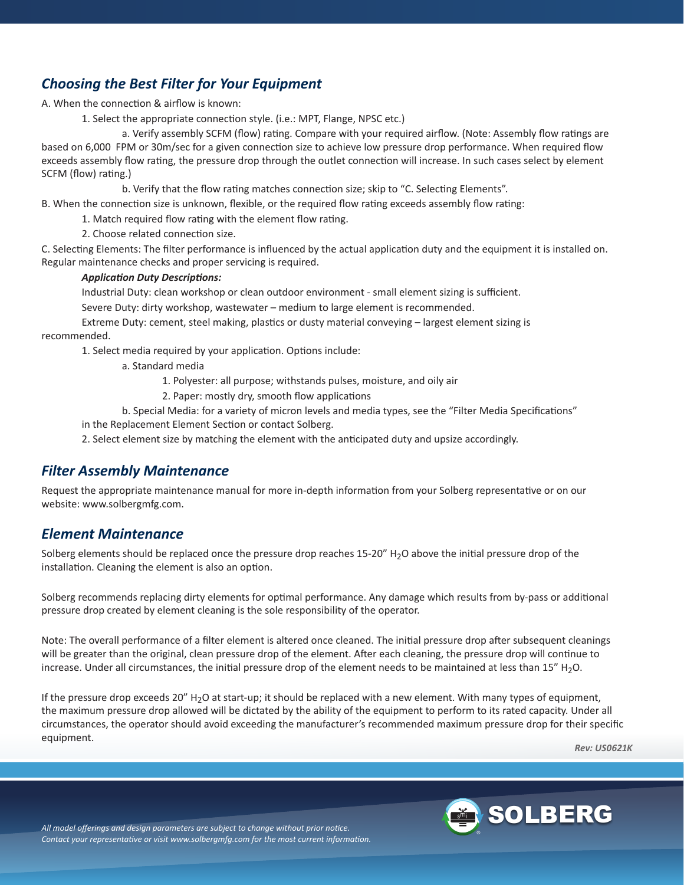## *Choosing the Best Filter for Your Equipment*

A. When the connection & airflow is known:

1. Select the appropriate connection style. (i.e.: MPT, Flange, NPSC etc.)

   a. Verify assembly SCFM (flow) rating. Compare with your required airflow. (Note: Assembly flow ratings are based on 6,000 FPM or 30m/sec for a given connection size to achieve low pressure drop performance. When required flow exceeds assembly flow rating, the pressure drop through the outlet connection will increase. In such cases select by element SCFM (flow) rating.)

   b. Verify that the flow rating matches connection size; skip to "C. Selecting Elements".

B. When the connection size is unknown, flexible, or the required flow rating exceeds assembly flow rating:

1. Match required flow rating with the element flow rating.
2. Choose related connection size.

C. Selecting Elements: The filter performance is influenced by the actual application duty and the equipment it is installed on. Regular maintenance checks and proper servicing is required.

***Application Duty Descriptions:***

Industrial Duty: clean workshop or clean outdoor environment - small element sizing is sufficient.

Severe Duty: dirty workshop, wastewater – medium to large element is recommended.

Extreme Duty: cement, steel making, plastics or dusty material conveying – largest element sizing is recommended.

1. Select media required by your application. Options include:

   a. Standard media

      1. Polyester: all purpose; withstands pulses, moisture, and oily air
      2. Paper: mostly dry, smooth flow applications

   b. Special Media: for a variety of micron levels and media types, see the "Filter Media Specifications" in the Replacement Element Section or contact Solberg.

2. Select element size by matching the element with the anticipated duty and upsize accordingly.

## *Filter Assembly Maintenance*

Request the appropriate maintenance manual for more in-depth information from your Solberg representative or on our website: www.solbergmfg.com.

## *Element Maintenance*

Solberg elements should be replaced once the pressure drop reaches 15-20" $H_2O$ above the initial pressure drop of the installation. Cleaning the element is also an option.

Solberg recommends replacing dirty elements for optimal performance. Any damage which results from by-pass or additional pressure drop created by element cleaning is the sole responsibility of the operator.

Note: The overall performance of a filter element is altered once cleaned. The initial pressure drop after subsequent cleanings will be greater than the original, clean pressure drop of the element. After each cleaning, the pressure drop will continue to increase. Under all circumstances, the initial pressure drop of the element needs to be maintained at less than 15" $H_2O$.

If the pressure drop exceeds 20" $H_2O$ at start-up; it should be replaced with a new element. With many types of equipment, the maximum pressure drop allowed will be dictated by the ability of the equipment to perform to its rated capacity. Under all circumstances, the operator should avoid exceeding the manufacturer's recommended maximum pressure drop for their specific equipment.

*Rev: US0621K*

*All model offerings and design parameters are subject to change without prior notice.*
*Contact your representative or visit www.solbergmfg.com for the most current information.*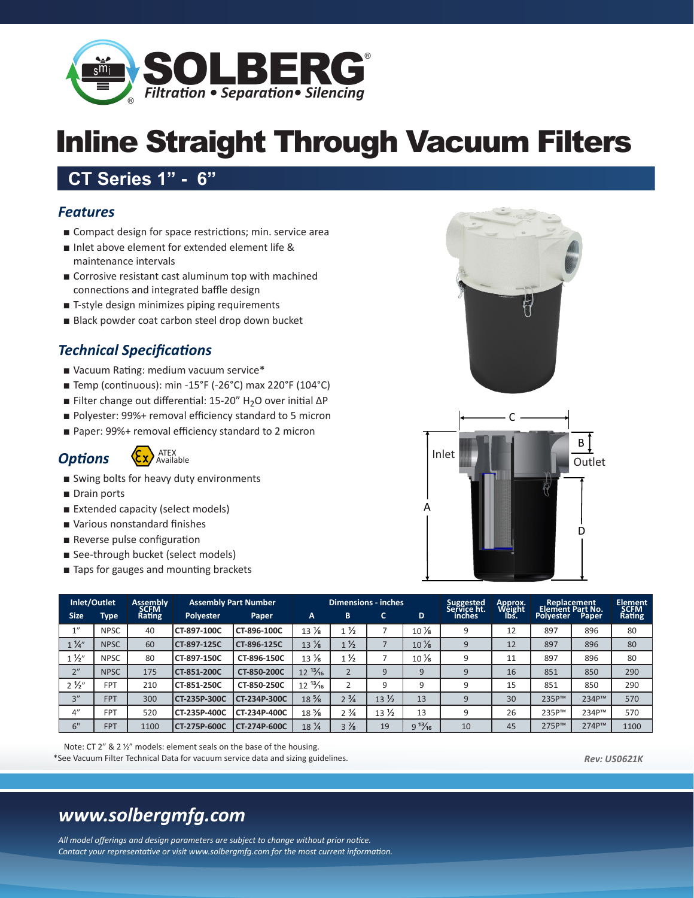# Inline Straight Through Vacuum Filters

## CT Series 1" - 6"

### *Features*

- Compact design for space restrictions; min. service area
- Inlet above element for extended element life & maintenance intervals
- Corrosive resistant cast aluminum top with machined connections and integrated baffle design
- T-style design minimizes piping requirements
- Black powder coat carbon steel drop down bucket

### *Technical Specifications*

- Vacuum Rating: medium vacuum service*
- Temp (continuous): min -15°F (-26°C) max 220°F (104°C)
- Filter change out differential: 15-20" $H_2O$ over initial ΔP
- Polyester: 99%+ removal efficiency standard to 5 micron
- Paper: 99%+ removal efficiency standard to 2 micron

### *Options*

ATEX Available

- Swing bolts for heavy duty environments
- Drain ports
- Extended capacity (select models)
- Various nonstandard finishes
- Reverse pulse configuration
- See-through bucket (select models)
- Taps for gauges and mounting brackets

| Inlet/Outlet | | Assembly SCFM Rating | Assembly Part Number | | Dimensions - inches | | | | Suggested Service ht. inches | Approx. Weight lbs. | Replacement Element Part No. | | Element SCFM Rating |
|---|---|---|---|---|---|---|---|---|---|---|---|---|---|
| Size | Type | | Polyester | Paper | A | B | C | D | | | Polyester | Paper | |
| 1" | NPSC | 40 | CT-897-100C | CT-896-100C | 13 ⅛ | 1 ½ | 7 | 10 ⅛ | 9 | 12 | 897 | 896 | 80 |
| 1 ¼" | NPSC | 60 | CT-897-125C | CT-896-125C | 13 ⅛ | 1 ½ | 7 | 10 ⅛ | 9 | 12 | 897 | 896 | 80 |
| 1 ½" | NPSC | 80 | CT-897-150C | CT-896-150C | 13 ⅛ | 1 ½ | 7 | 10 ⅛ | 9 | 11 | 897 | 896 | 80 |
| 2" | NPSC | 175 | CT-851-200C | CT-850-200C | 12 13⁄16 | 2 | 9 | 9 | 9 | 16 | 851 | 850 | 290 |
| 2 ½" | FPT | 210 | CT-851-250C | CT-850-250C | 12 13⁄16 | 2 | 9 | 9 | 9 | 15 | 851 | 850 | 290 |
| 3" | FPT | 300 | CT-235P-300C | CT-234P-300C | 18 ⅝ | 2 ¾ | 13 ½ | 13 | 9 | 30 | 235P™ | 234P™ | 570 |
| 4" | FPT | 520 | CT-235P-400C | CT-234P-400C | 18 ⅝ | 2 ¾ | 13 ½ | 13 | 9 | 26 | 235P™ | 234P™ | 570 |
| 6" | FPT | 1100 | CT-275P-600C | CT-274P-600C | 18 ¼ | 3 ⅞ | 19 | 9 13⁄16 | 10 | 45 | 275P™ | 274P™ | 1100 |

Note: CT 2" & 2 ½" models: element seals on the base of the housing.

*See Vacuum Filter Technical Data for vacuum service data and sizing guidelines.

*Rev: US0621K*

## *www.solbergmfg.com*

*All model offerings and design parameters are subject to change without prior notice.*
*Contact your representative or visit www.solbergmfg.com for the most current information.*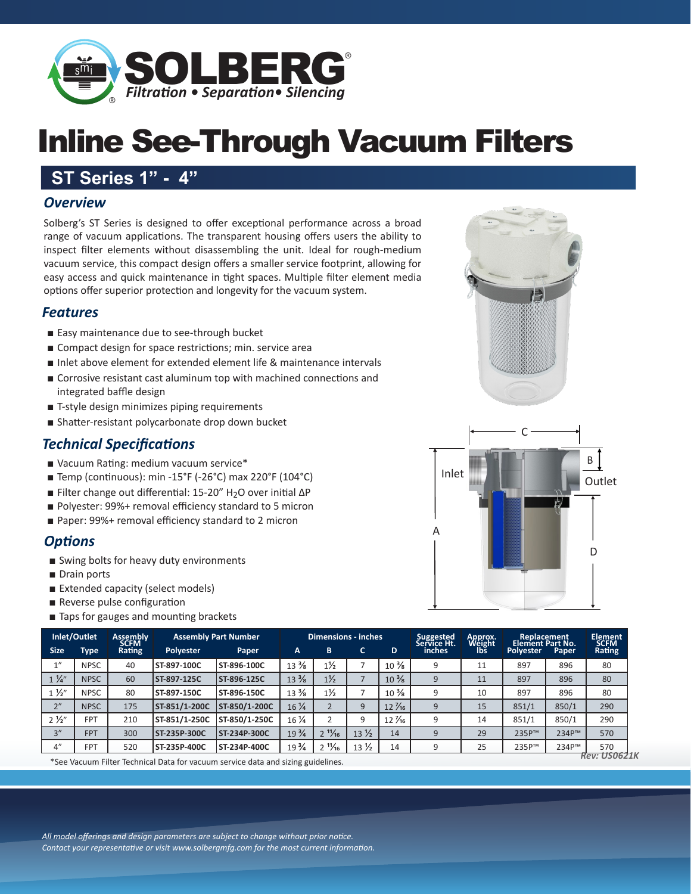# Inline See-Through Vacuum Filters

## ST Series 1" - 4"

### Overview

Solberg's ST Series is designed to offer exceptional performance across a broad range of vacuum applications. The transparent housing offers users the ability to inspect filter elements without disassembling the unit. Ideal for rough-medium vacuum service, this compact design offers a smaller service footprint, allowing for easy access and quick maintenance in tight spaces. Multiple filter element media options offer superior protection and longevity for the vacuum system.

### Features

- Easy maintenance due to see-through bucket
- Compact design for space restrictions; min. service area
- Inlet above element for extended element life & maintenance intervals
- Corrosive resistant cast aluminum top with machined connections and integrated baffle design
- T-style design minimizes piping requirements
- Shatter-resistant polycarbonate drop down bucket

### Technical Specifications

- Vacuum Rating: medium vacuum service*
- Temp (continuous): min -15°F (-26°C) max 220°F (104°C)
- Filter change out differential: 15-20" $H_2O$ over initial ΔP
- Polyester: 99%+ removal efficiency standard to 5 micron
- Paper: 99%+ removal efficiency standard to 2 micron

### Options

- Swing bolts for heavy duty environments
- Drain ports
- Extended capacity (select models)
- Reverse pulse configuration
- Taps for gauges and mounting brackets

C

B

Inlet

Outlet

A

D

| Inlet/Outlet | | Assembly SCFM Rating | Assembly Part Number | | Dimensions - inches | | | | Suggested Service Ht. inches | Approx. Weight lbs | Replacement Element Part No. | | Element SCFM Rating |
|---|---|---|---|---|---|---|---|---|---|---|---|---|---|
| Size | Type | | Polyester | Paper | A | B | C | D | | | Polyester | Paper | |
| 1" | NPSC | 40 | ST-897-100C | ST-896-100C | 13 ⅜ | 1½ | 7 | 10 ⅜ | 9 | 11 | 897 | 896 | 80 |
| 1 ¼" | NPSC | 60 | ST-897-125C | ST-896-125C | 13 ⅜ | 1½ | 7 | 10 ⅜ | 9 | 11 | 897 | 896 | 80 |
| 1 ½" | NPSC | 80 | ST-897-150C | ST-896-150C | 13 ⅜ | 1½ | 7 | 10 ⅜ | 9 | 10 | 897 | 896 | 80 |
| 2" | NPSC | 175 | ST-851/1-200C | ST-850/1-200C | 16 ¼ | 2 | 9 | 12 7/16 | 9 | 15 | 851/1 | 850/1 | 290 |
| 2 ½" | FPT | 210 | ST-851/1-250C | ST-850/1-250C | 16 ¼ | 2 | 9 | 12 7/16 | 9 | 14 | 851/1 | 850/1 | 290 |
| 3" | FPT | 300 | ST-235P-300C | ST-234P-300C | 19 ¾ | 2 11/16 | 13 ½ | 14 | 9 | 29 | 235P™ | 234P™ | 570 |
| 4" | FPT | 520 | ST-235P-400C | ST-234P-400C | 19 ¾ | 2 11/16 | 13 ½ | 14 | 9 | 25 | 235P™ | 234P™ | 570 |

*See Vacuum Filter Technical Data for vacuum service data and sizing guidelines.

*Rev: US0621K*

*All model offerings and design parameters are subject to change without prior notice.*
*Contact your representative or visit www.solbergmfg.com for the most current information.*